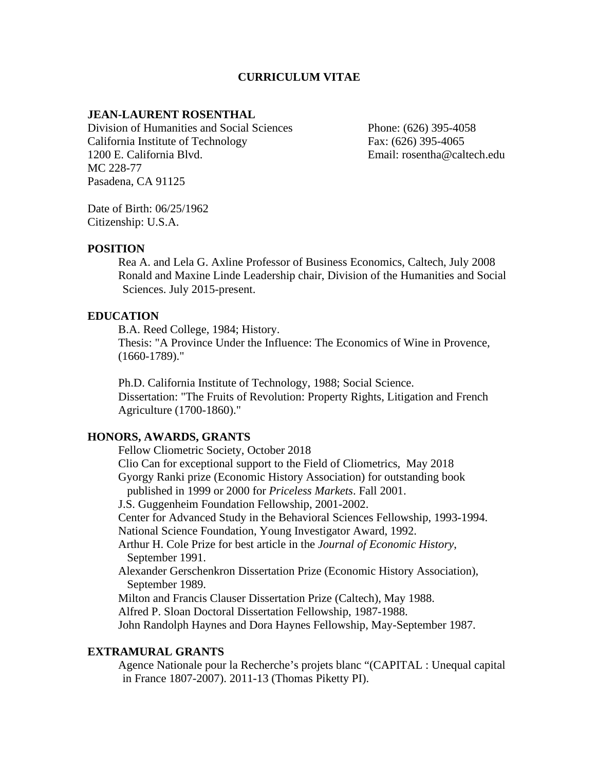# CURRICULUM VITAE

## JEAN-LAURENT ROSENTHAL

Division of Humanities and Social Sciences
California Institute of Technology
1200 E. California Blvd.
MC 228-77
Pasadena, CA 91125

Phone: (626) 395-4058
Fax: (626) 395-4065
Email: rosentha@caltech.edu

Date of Birth: 06/25/1962
Citizenship: U.S.A.

### POSITION

Rea A. and Lela G. Axline Professor of Business Economics, Caltech, July 2008
Ronald and Maxine Linde Leadership chair, Division of the Humanities and Social Sciences. July 2015-present.

### EDUCATION

B.A. Reed College, 1984; History.
Thesis: "A Province Under the Influence: The Economics of Wine in Provence, (1660-1789)."

Ph.D. California Institute of Technology, 1988; Social Science.
Dissertation: "The Fruits of Revolution: Property Rights, Litigation and French Agriculture (1700-1860)."

### HONORS, AWARDS, GRANTS

Fellow Cliometric Society, October 2018
Clio Can for exceptional support to the Field of Cliometrics, May 2018
Gyorgy Ranki prize (Economic History Association) for outstanding book published in 1999 or 2000 for *Priceless Markets*. Fall 2001.
J.S. Guggenheim Foundation Fellowship, 2001-2002.
Center for Advanced Study in the Behavioral Sciences Fellowship, 1993-1994.
National Science Foundation, Young Investigator Award, 1992.
Arthur H. Cole Prize for best article in the *Journal of Economic History*, September 1991.
Alexander Gerschenkron Dissertation Prize (Economic History Association), September 1989.
Milton and Francis Clauser Dissertation Prize (Caltech), May 1988.
Alfred P. Sloan Doctoral Dissertation Fellowship, 1987-1988.
John Randolph Haynes and Dora Haynes Fellowship, May-September 1987.

### EXTRAMURAL GRANTS

Agence Nationale pour la Recherche's projets blanc "(CAPITAL : Unequal capital in France 1807-2007). 2011-13 (Thomas Piketty PI).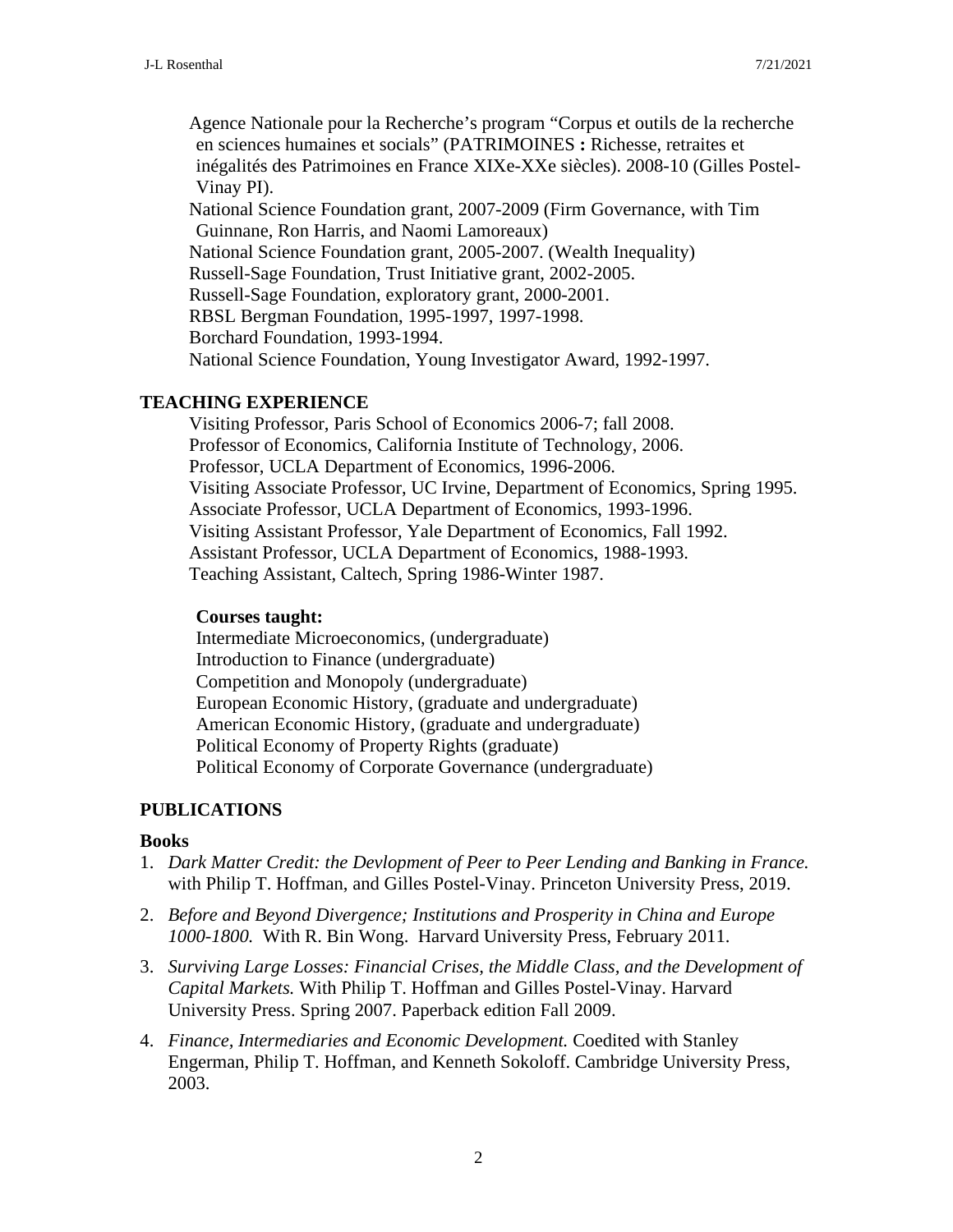Agence Nationale pour la Recherche's program "Corpus et outils de la recherche en sciences humaines et socials" (PATRIMOINES **:** Richesse, retraites et inégalités des Patrimoines en France XIXe-XXe siècles). 2008-10 (Gilles Postel-Vinay PI).
National Science Foundation grant, 2007-2009 (Firm Governance, with Tim Guinnane, Ron Harris, and Naomi Lamoreaux)
National Science Foundation grant, 2005-2007. (Wealth Inequality)
Russell-Sage Foundation, Trust Initiative grant, 2002-2005.
Russell-Sage Foundation, exploratory grant, 2000-2001.
RBSL Bergman Foundation, 1995-1997, 1997-1998.
Borchard Foundation, 1993-1994.
National Science Foundation, Young Investigator Award, 1992-1997.

## TEACHING EXPERIENCE

Visiting Professor, Paris School of Economics 2006-7; fall 2008.
Professor of Economics, California Institute of Technology, 2006.
Professor, UCLA Department of Economics, 1996-2006.
Visiting Associate Professor, UC Irvine, Department of Economics, Spring 1995.
Associate Professor, UCLA Department of Economics, 1993-1996.
Visiting Assistant Professor, Yale Department of Economics, Fall 1992.
Assistant Professor, UCLA Department of Economics, 1988-1993.
Teaching Assistant, Caltech, Spring 1986-Winter 1987.

**Courses taught:**

Intermediate Microeconomics, (undergraduate)
Introduction to Finance (undergraduate)
Competition and Monopoly (undergraduate)
European Economic History, (graduate and undergraduate)
American Economic History, (graduate and undergraduate)
Political Economy of Property Rights (graduate)
Political Economy of Corporate Governance (undergraduate)

## PUBLICATIONS

### Books

1. *Dark Matter Credit: the Devlopment of Peer to Peer Lending and Banking in France.* with Philip T. Hoffman, and Gilles Postel-Vinay. Princeton University Press, 2019.
2. *Before and Beyond Divergence; Institutions and Prosperity in China and Europe 1000-1800.* With R. Bin Wong. Harvard University Press, February 2011.
3. *Surviving Large Losses: Financial Crises, the Middle Class, and the Development of Capital Markets.* With Philip T. Hoffman and Gilles Postel-Vinay. Harvard University Press. Spring 2007. Paperback edition Fall 2009.
4. *Finance, Intermediaries and Economic Development.* Coedited with Stanley Engerman, Philip T. Hoffman, and Kenneth Sokoloff. Cambridge University Press, 2003.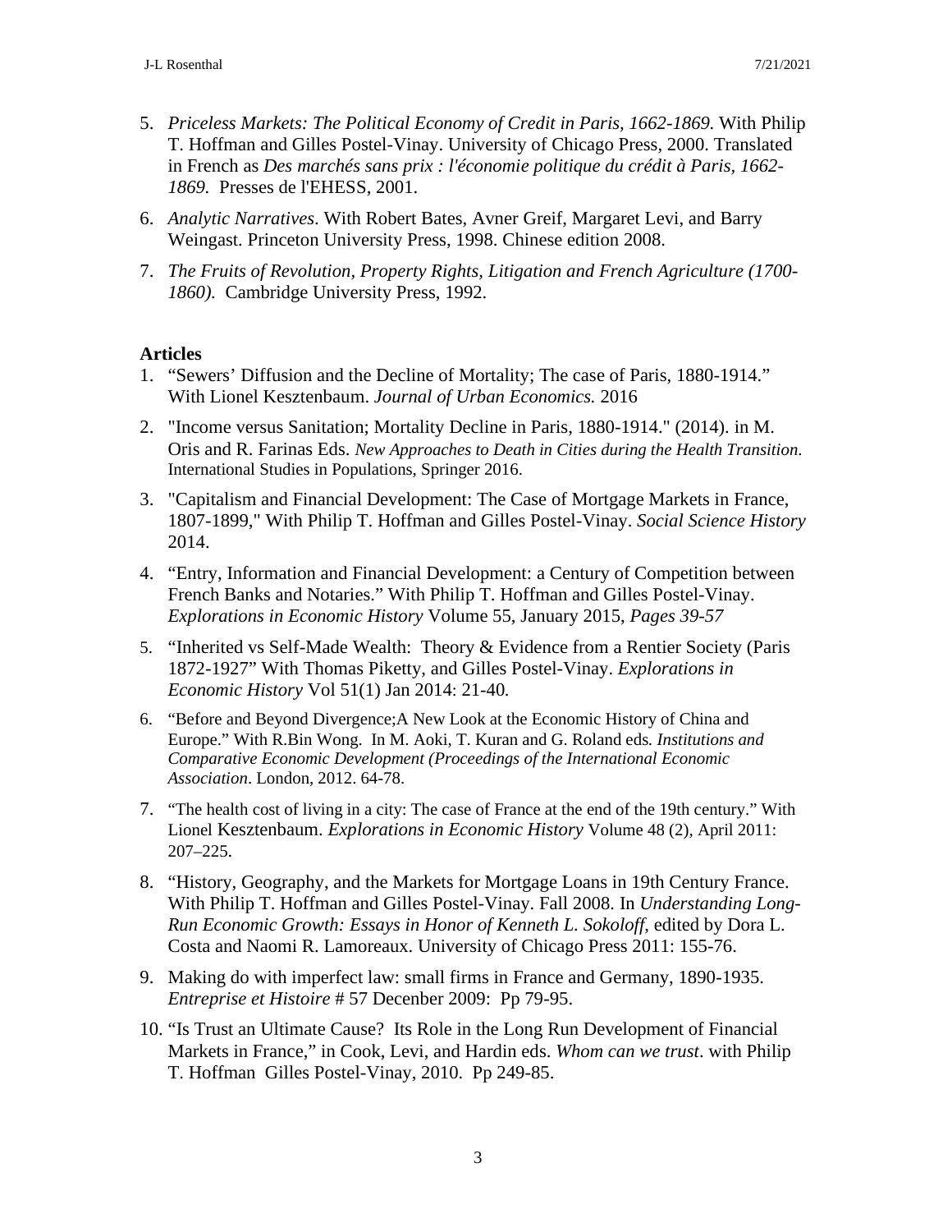5. *Priceless Markets: The Political Economy of Credit in Paris, 1662-1869*. With Philip T. Hoffman and Gilles Postel-Vinay. University of Chicago Press, 2000. Translated in French as *Des marchés sans prix : l'économie politique du crédit à Paris, 1662-1869.* Presses de l'EHESS, 2001.

6. *Analytic Narratives*. With Robert Bates, Avner Greif, Margaret Levi, and Barry Weingast. Princeton University Press, 1998. Chinese edition 2008.

7. *The Fruits of Revolution, Property Rights, Litigation and French Agriculture (1700-1860).* Cambridge University Press, 1992.

**Articles**

1. "Sewers' Diffusion and the Decline of Mortality; The case of Paris, 1880-1914." With Lionel Kesztenbaum. *Journal of Urban Economics.* 2016

2. "Income versus Sanitation; Mortality Decline in Paris, 1880-1914." (2014). in M. Oris and R. Farinas Eds. *New Approaches to Death in Cities during the Health Transition*. International Studies in Populations, Springer 2016.

3. "Capitalism and Financial Development: The Case of Mortgage Markets in France, 1807-1899," With Philip T. Hoffman and Gilles Postel-Vinay. *Social Science History* 2014.

4. "Entry, Information and Financial Development: a Century of Competition between French Banks and Notaries." With Philip T. Hoffman and Gilles Postel-Vinay. *Explorations in Economic History* Volume 55, January 2015, *Pages 39-57*

5. "Inherited vs Self-Made Wealth: Theory & Evidence from a Rentier Society (Paris 1872-1927" With Thomas Piketty, and Gilles Postel-Vinay. *Explorations in Economic History* Vol 51(1) Jan 2014: 21-40*.*

6. "Before and Beyond Divergence;A New Look at the Economic History of China and Europe." With R.Bin Wong. In M. Aoki, T. Kuran and G. Roland eds*. Institutions and Comparative Economic Development (Proceedings of the International Economic Association*. London, 2012. 64-78.

7. "The health cost of living in a city: The case of France at the end of the 19th century." With Lionel Kesztenbaum. *Explorations in Economic History* Volume 48 (2), April 2011: 207–225.

8. "History, Geography, and the Markets for Mortgage Loans in 19th Century France. With Philip T. Hoffman and Gilles Postel-Vinay. Fall 2008. In *Understanding Long-Run Economic Growth: Essays in Honor of Kenneth L. Sokoloff*, edited by Dora L. Costa and Naomi R. Lamoreaux. University of Chicago Press 2011: 155-76.

9. Making do with imperfect law: small firms in France and Germany, 1890-1935. *Entreprise et Histoire* # 57 Decenber 2009: Pp 79-95.

10. "Is Trust an Ultimate Cause? Its Role in the Long Run Development of Financial Markets in France," in Cook, Levi, and Hardin eds. *Whom can we trust*. with Philip T. Hoffman Gilles Postel-Vinay, 2010. Pp 249-85.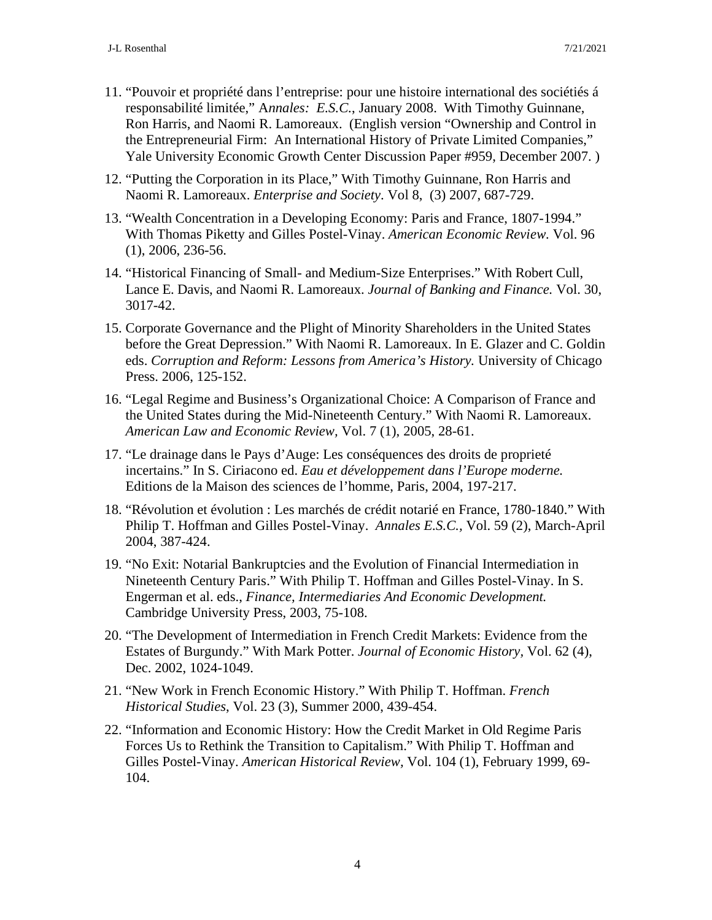11. "Pouvoir et propriété dans l'entreprise: pour une histoire international des sociétiés á responsabilité limitée," A*nnales: E.S.C.*, January 2008. With Timothy Guinnane, Ron Harris, and Naomi R. Lamoreaux. (English version "Ownership and Control in the Entrepreneurial Firm: An International History of Private Limited Companies," Yale University Economic Growth Center Discussion Paper #959, December 2007. )

12. "Putting the Corporation in its Place," With Timothy Guinnane, Ron Harris and Naomi R. Lamoreaux. *Enterprise and Society*. Vol 8, (3) 2007, 687-729.

13. "Wealth Concentration in a Developing Economy: Paris and France, 1807-1994." With Thomas Piketty and Gilles Postel-Vinay. *American Economic Review.* Vol. 96 (1), 2006, 236-56.

14. "Historical Financing of Small- and Medium-Size Enterprises." With Robert Cull, Lance E. Davis, and Naomi R. Lamoreaux. *Journal of Banking and Finance.* Vol. 30, 3017-42.

15. Corporate Governance and the Plight of Minority Shareholders in the United States before the Great Depression." With Naomi R. Lamoreaux. In E. Glazer and C. Goldin eds. *Corruption and Reform: Lessons from America's History.* University of Chicago Press. 2006, 125-152.

16. "Legal Regime and Business's Organizational Choice: A Comparison of France and the United States during the Mid-Nineteenth Century." With Naomi R. Lamoreaux. *American Law and Economic Review*, Vol. 7 (1), 2005, 28-61.

17. "Le drainage dans le Pays d'Auge: Les conséquences des droits de proprieté incertains." In S. Ciriacono ed. *Eau et développement dans l'Europe moderne.* Editions de la Maison des sciences de l'homme, Paris, 2004, 197-217.

18. "Révolution et évolution : Les marchés de crédit notarié en France, 1780-1840." With Philip T. Hoffman and Gilles Postel-Vinay. *Annales E.S.C.*, Vol. 59 (2), March-April 2004, 387-424.

19. "No Exit: Notarial Bankruptcies and the Evolution of Financial Intermediation in Nineteenth Century Paris." With Philip T. Hoffman and Gilles Postel-Vinay. In S. Engerman et al. eds., *Finance, Intermediaries And Economic Development.* Cambridge University Press, 2003, 75-108.

20. "The Development of Intermediation in French Credit Markets: Evidence from the Estates of Burgundy." With Mark Potter. *Journal of Economic History,* Vol. 62 (4), Dec. 2002, 1024-1049.

21. "New Work in French Economic History." With Philip T. Hoffman. *French Historical Studies*, Vol. 23 (3), Summer 2000, 439-454.

22. "Information and Economic History: How the Credit Market in Old Regime Paris Forces Us to Rethink the Transition to Capitalism." With Philip T. Hoffman and Gilles Postel-Vinay. *American Historical Review*, Vol. 104 (1), February 1999, 69-104.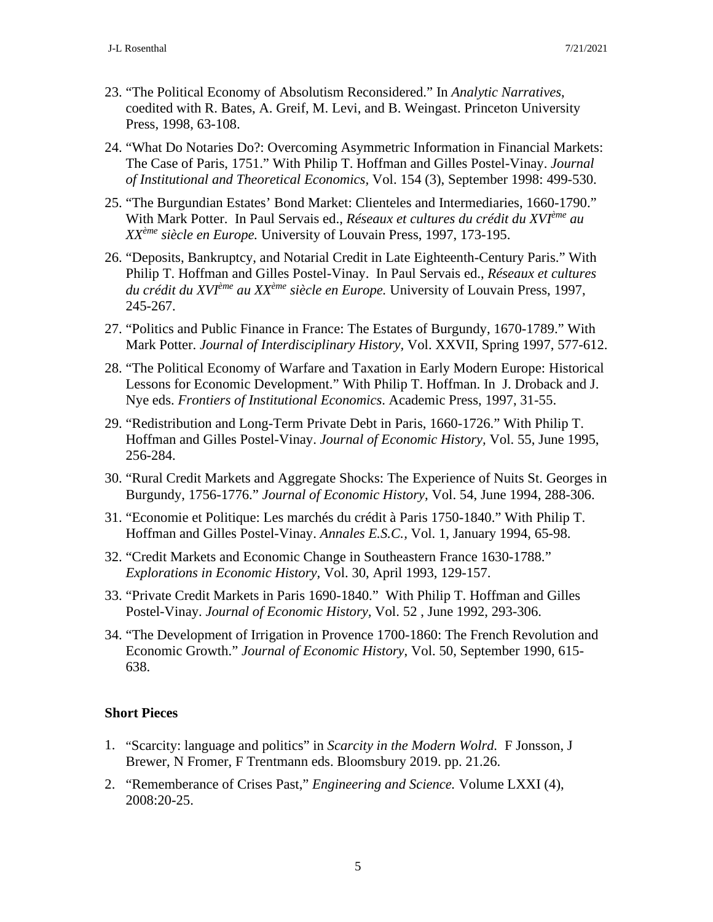23. "The Political Economy of Absolutism Reconsidered." In *Analytic Narratives*, coedited with R. Bates, A. Greif, M. Levi, and B. Weingast. Princeton University Press, 1998, 63-108.

24. "What Do Notaries Do?: Overcoming Asymmetric Information in Financial Markets: The Case of Paris, 1751." With Philip T. Hoffman and Gilles Postel-Vinay. *Journal of Institutional and Theoretical Economics,* Vol. 154 (3), September 1998: 499-530.

25. "The Burgundian Estates' Bond Market: Clienteles and Intermediaries, 1660-1790." With Mark Potter. In Paul Servais ed., *Réseaux et cultures du crédit du XVIème au XXème siècle en Europe.* University of Louvain Press, 1997, 173-195.

26. "Deposits, Bankruptcy, and Notarial Credit in Late Eighteenth-Century Paris." With Philip T. Hoffman and Gilles Postel-Vinay. In Paul Servais ed., *Réseaux et cultures du crédit du XVIème au XXème siècle en Europe.* University of Louvain Press, 1997, 245-267.

27. "Politics and Public Finance in France: The Estates of Burgundy, 1670-1789." With Mark Potter. *Journal of Interdisciplinary History,* Vol. XXVII, Spring 1997, 577-612.

28. "The Political Economy of Warfare and Taxation in Early Modern Europe: Historical Lessons for Economic Development." With Philip T. Hoffman. In J. Droback and J. Nye eds. *Frontiers of Institutional Economics*. Academic Press, 1997, 31-55.

29. "Redistribution and Long-Term Private Debt in Paris, 1660-1726." With Philip T. Hoffman and Gilles Postel-Vinay. *Journal of Economic History,* Vol. 55, June 1995, 256-284.

30. "Rural Credit Markets and Aggregate Shocks: The Experience of Nuits St. Georges in Burgundy, 1756-1776." *Journal of Economic History,* Vol. 54, June 1994, 288-306.

31. "Economie et Politique: Les marchés du crédit à Paris 1750-1840." With Philip T. Hoffman and Gilles Postel-Vinay. *Annales E.S.C.*, Vol. 1, January 1994, 65-98.

32. "Credit Markets and Economic Change in Southeastern France 1630-1788." *Explorations in Economic History,* Vol. 30, April 1993, 129-157.

33. "Private Credit Markets in Paris 1690-1840." With Philip T. Hoffman and Gilles Postel-Vinay. *Journal of Economic History,* Vol. 52 , June 1992, 293-306.

34. "The Development of Irrigation in Provence 1700-1860: The French Revolution and Economic Growth." *Journal of Economic History,* Vol. 50, September 1990, 615-638.

**Short Pieces**

1. "Scarcity: language and politics" in *Scarcity in the Modern Wolrd.* F Jonsson, J Brewer, N Fromer, F Trentmann eds. Bloomsbury 2019. pp. 21.26.

2. "Rememberance of Crises Past," *Engineering and Science.* Volume LXXI (4), 2008:20-25.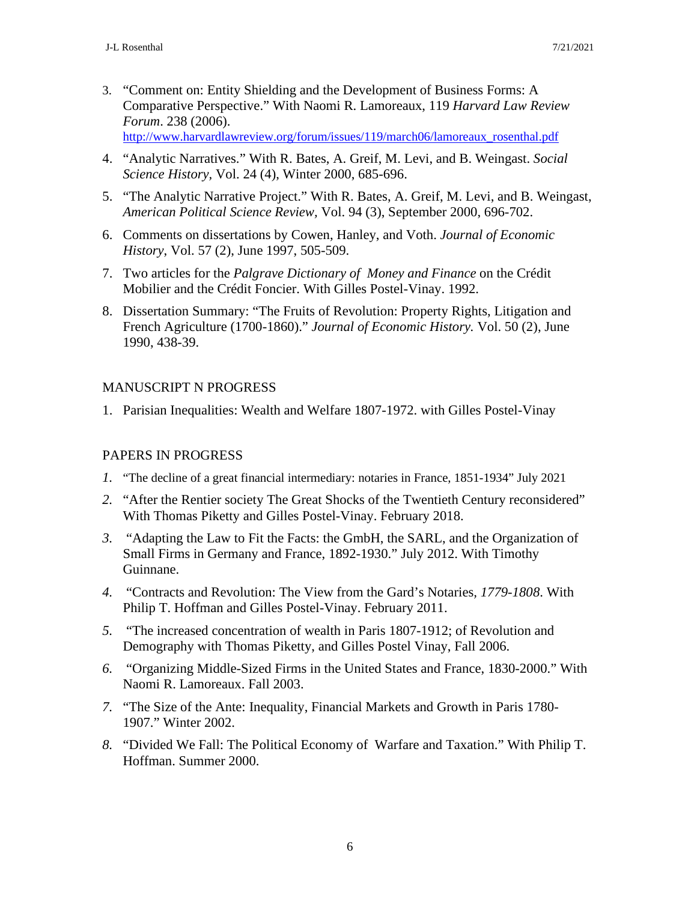3. "Comment on: Entity Shielding and the Development of Business Forms: A Comparative Perspective." With Naomi R. Lamoreaux, 119 *Harvard Law Review Forum*. 238 (2006). http://www.harvardlawreview.org/forum/issues/119/march06/lamoreaux_rosenthal.pdf
4. "Analytic Narratives." With R. Bates, A. Greif, M. Levi, and B. Weingast. *Social Science History,* Vol. 24 (4), Winter 2000, 685-696.
5. "The Analytic Narrative Project." With R. Bates, A. Greif, M. Levi, and B. Weingast, *American Political Science Review,* Vol. 94 (3), September 2000, 696-702.
6. Comments on dissertations by Cowen, Hanley, and Voth. *Journal of Economic History*, Vol. 57 (2), June 1997, 505-509.
7. Two articles for the *Palgrave Dictionary of Money and Finance* on the Crédit Mobilier and the Crédit Foncier. With Gilles Postel-Vinay. 1992.
8. Dissertation Summary: "The Fruits of Revolution: Property Rights, Litigation and French Agriculture (1700-1860)." *Journal of Economic History.* Vol. 50 (2), June 1990, 438-39.

MANUSCRIPT N PROGRESS

1. Parisian Inequalities: Wealth and Welfare 1807-1972. with Gilles Postel-Vinay

PAPERS IN PROGRESS

1. "The decline of a great financial intermediary: notaries in France, 1851-1934" July 2021
2. "After the Rentier society The Great Shocks of the Twentieth Century reconsidered" With Thomas Piketty and Gilles Postel-Vinay. February 2018.
3. "Adapting the Law to Fit the Facts: the GmbH, the SARL, and the Organization of Small Firms in Germany and France, 1892-1930." July 2012. With Timothy Guinnane.
4. "Contracts and Revolution: The View from the Gard's Notaries, *1779-1808*. With Philip T. Hoffman and Gilles Postel-Vinay. February 2011.
5. "The increased concentration of wealth in Paris 1807-1912; of Revolution and Demography with Thomas Piketty, and Gilles Postel Vinay, Fall 2006.
6. "Organizing Middle-Sized Firms in the United States and France, 1830-2000." With Naomi R. Lamoreaux. Fall 2003.
7. "The Size of the Ante: Inequality, Financial Markets and Growth in Paris 1780-1907." Winter 2002.
8. "Divided We Fall: The Political Economy of Warfare and Taxation." With Philip T. Hoffman. Summer 2000.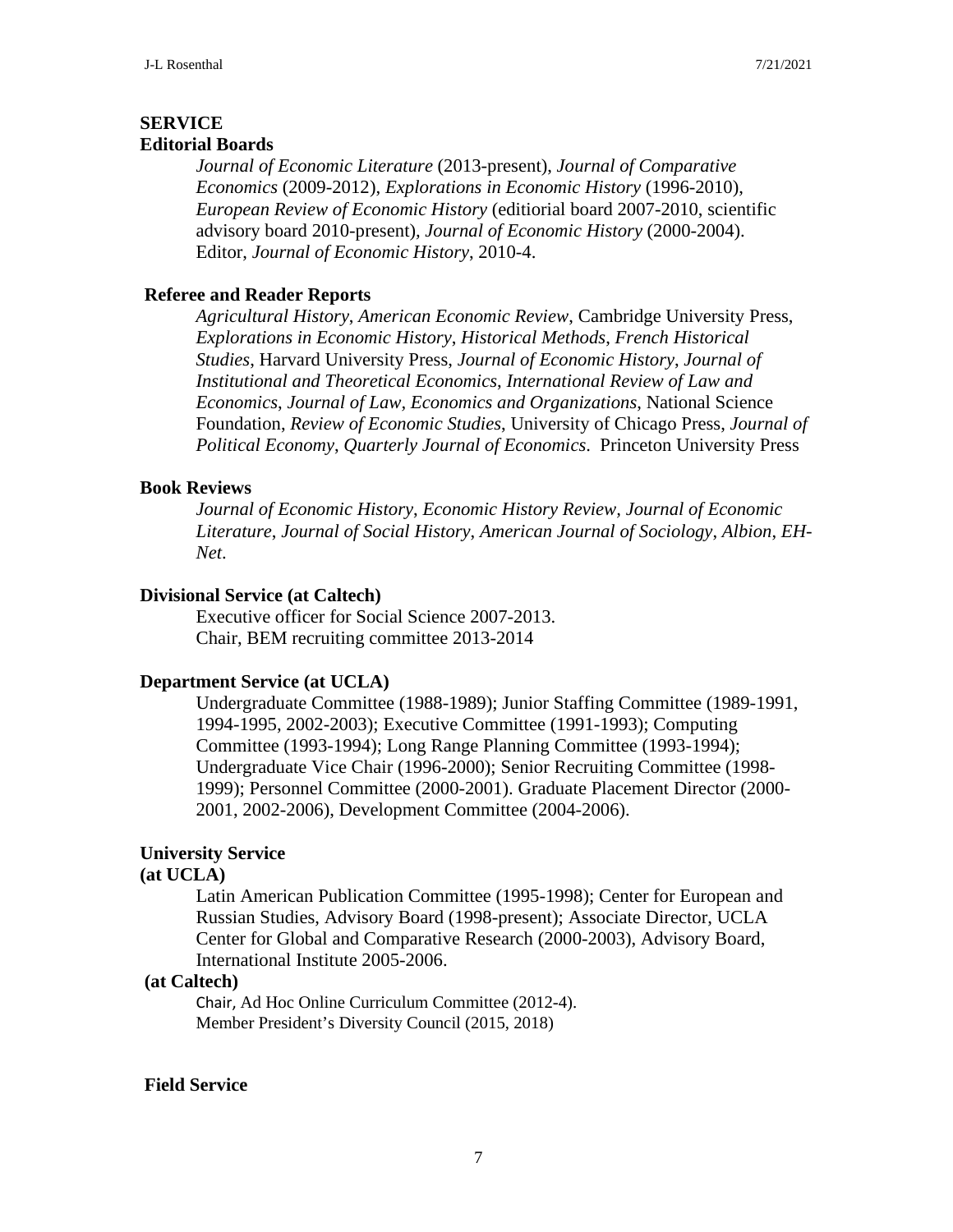## SERVICE

### Editorial Boards

*Journal of Economic Literature* (2013-present), *Journal of Comparative Economics* (2009-2012), *Explorations in Economic History* (1996-2010), *European Review of Economic History* (editiorial board 2007-2010, scientific advisory board 2010-present), *Journal of Economic History* (2000-2004). Editor, *Journal of Economic History*, 2010-4.

### Referee and Reader Reports

*Agricultural History*, *American Economic Review*, Cambridge University Press, *Explorations in Economic History*, *Historical Methods*, *French Historical Studies*, Harvard University Press, *Journal of Economic History*, *Journal of Institutional and Theoretical Economics*, *International Review of Law and Economics*, *Journal of Law, Economics and Organizations*, National Science Foundation, *Review of Economic Studies*, University of Chicago Press, *Journal of Political Economy*, *Quarterly Journal of Economics*. Princeton University Press

### Book Reviews

*Journal of Economic History*, *Economic History Review*, *Journal of Economic Literature*, *Journal of Social History*, *American Journal of Sociology*, *Albion*, *EH-Net*.

### Divisional Service (at Caltech)

Executive officer for Social Science 2007-2013.
Chair, BEM recruiting committee 2013-2014

### Department Service (at UCLA)

Undergraduate Committee (1988-1989); Junior Staffing Committee (1989-1991, 1994-1995, 2002-2003); Executive Committee (1991-1993); Computing Committee (1993-1994); Long Range Planning Committee (1993-1994); Undergraduate Vice Chair (1996-2000); Senior Recruiting Committee (1998-1999); Personnel Committee (2000-2001). Graduate Placement Director (2000-2001, 2002-2006), Development Committee (2004-2006).

### University Service

**(at UCLA)**

Latin American Publication Committee (1995-1998); Center for European and Russian Studies, Advisory Board (1998-present); Associate Director, UCLA Center for Global and Comparative Research (2000-2003), Advisory Board, International Institute 2005-2006.

**(at Caltech)**

Chair, Ad Hoc Online Curriculum Committee (2012-4).
Member President's Diversity Council (2015, 2018)

### Field Service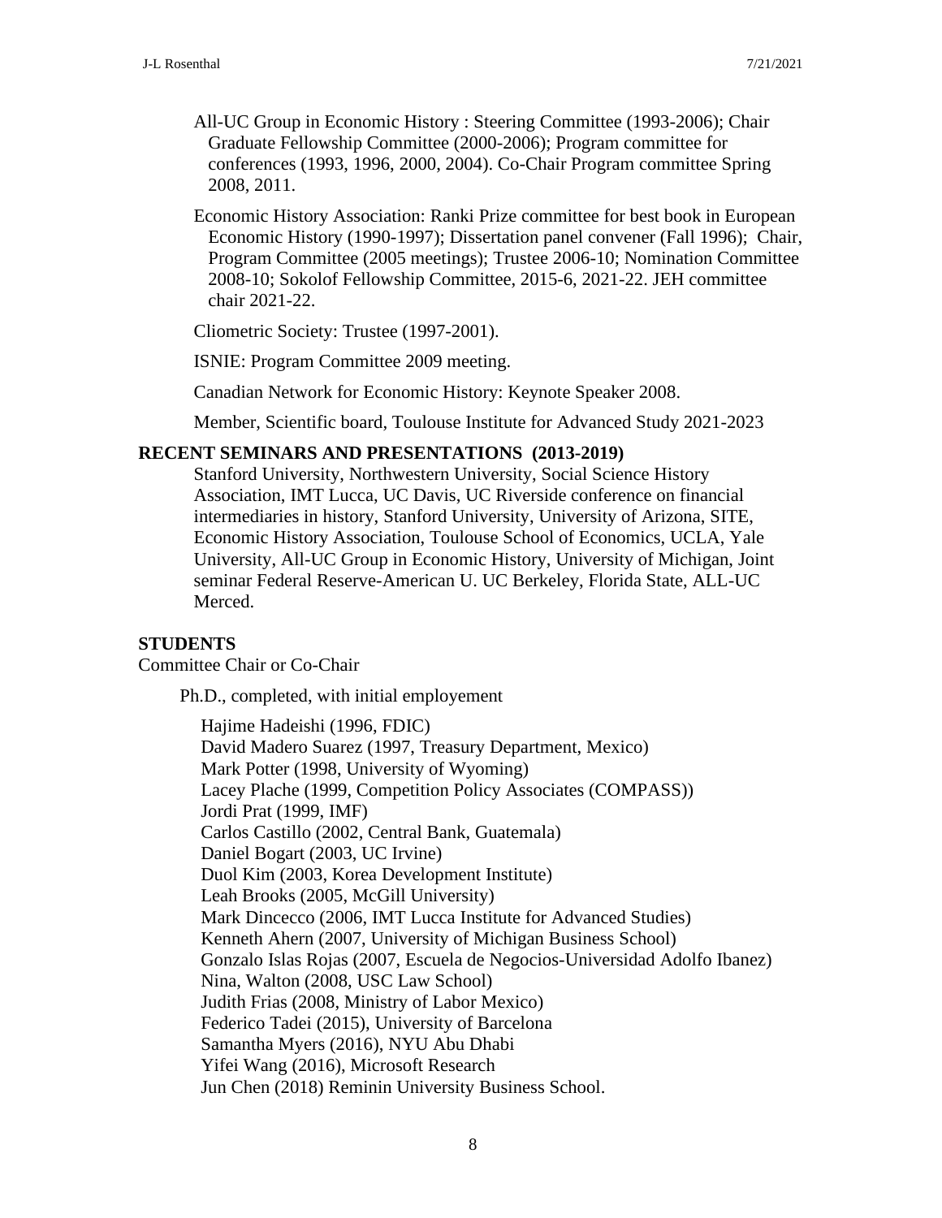All-UC Group in Economic History : Steering Committee (1993-2006); Chair Graduate Fellowship Committee (2000-2006); Program committee for conferences (1993, 1996, 2000, 2004). Co-Chair Program committee Spring 2008, 2011.

Economic History Association: Ranki Prize committee for best book in European Economic History (1990-1997); Dissertation panel convener (Fall 1996); Chair, Program Committee (2005 meetings); Trustee 2006-10; Nomination Committee 2008-10; Sokolof Fellowship Committee, 2015-6, 2021-22. JEH committee chair 2021-22.

Cliometric Society: Trustee (1997-2001).

ISNIE: Program Committee 2009 meeting.

Canadian Network for Economic History: Keynote Speaker 2008.

Member, Scientific board, Toulouse Institute for Advanced Study 2021-2023

**RECENT SEMINARS AND PRESENTATIONS (2013-2019)**

Stanford University, Northwestern University, Social Science History Association, IMT Lucca, UC Davis, UC Riverside conference on financial intermediaries in history, Stanford University, University of Arizona, SITE, Economic History Association, Toulouse School of Economics, UCLA, Yale University, All-UC Group in Economic History, University of Michigan, Joint seminar Federal Reserve-American U. UC Berkeley, Florida State, ALL-UC Merced.

**STUDENTS**

Committee Chair or Co-Chair

Ph.D., completed, with initial employement

Hajime Hadeishi (1996, FDIC)
David Madero Suarez (1997, Treasury Department, Mexico)
Mark Potter (1998, University of Wyoming)
Lacey Plache (1999, Competition Policy Associates (COMPASS))
Jordi Prat (1999, IMF)
Carlos Castillo (2002, Central Bank, Guatemala)
Daniel Bogart (2003, UC Irvine)
Duol Kim (2003, Korea Development Institute)
Leah Brooks (2005, McGill University)
Mark Dincecco (2006, IMT Lucca Institute for Advanced Studies)
Kenneth Ahern (2007, University of Michigan Business School)
Gonzalo Islas Rojas (2007, Escuela de Negocios-Universidad Adolfo Ibanez)
Nina, Walton (2008, USC Law School)
Judith Frias (2008, Ministry of Labor Mexico)
Federico Tadei (2015), University of Barcelona
Samantha Myers (2016), NYU Abu Dhabi
Yifei Wang (2016), Microsoft Research
Jun Chen (2018) Reminin University Business School.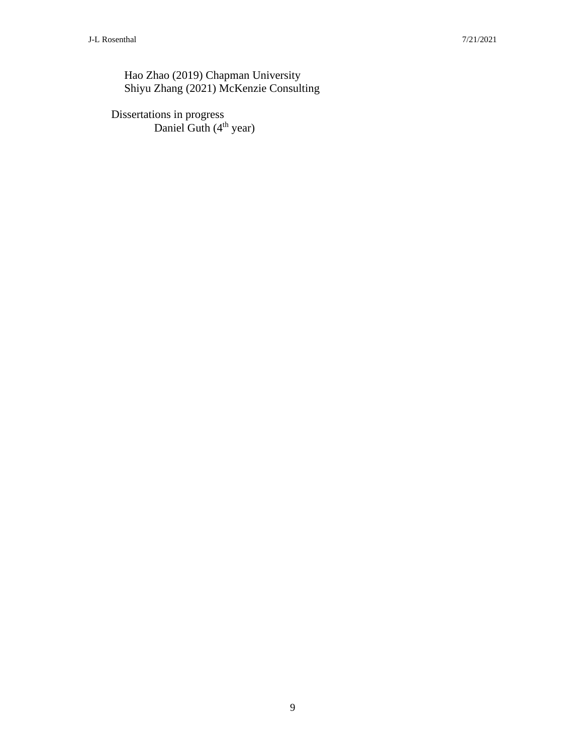Hao Zhao (2019) Chapman University
Shiyu Zhang (2021) McKenzie Consulting

Dissertations in progress

Daniel Guth (4th year)